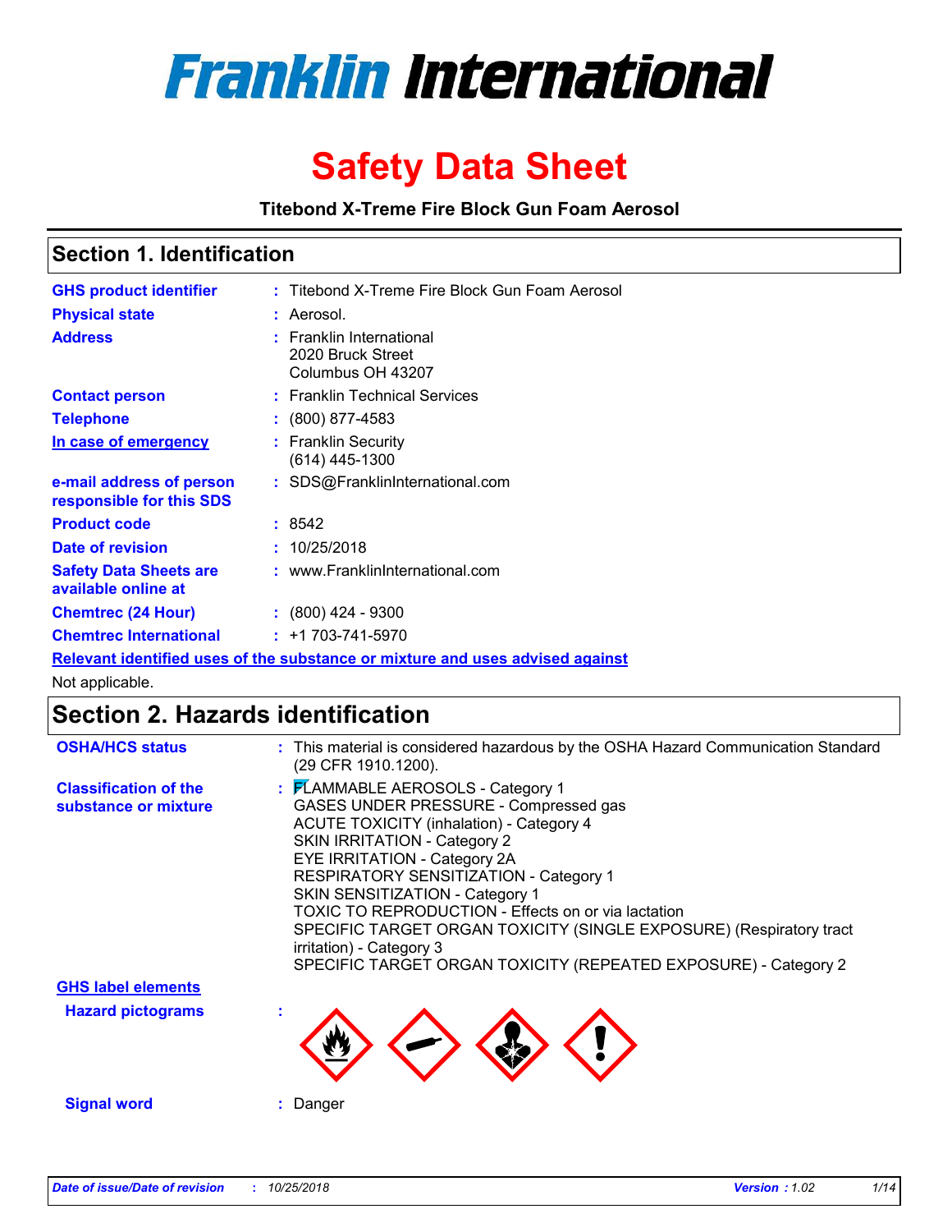# Franklin International

# Safety Data Sheet

**Titebond X-Treme Fire Block Gun Foam Aerosol**

## Section 1. Identification

| | |
|---|---|
| **GHS product identifier** | : Titebond X-Treme Fire Block Gun Foam Aerosol |
| **Physical state** | : Aerosol. |
| **Address** | : Franklin International<br>2020 Bruck Street<br>Columbus OH 43207 |
| **Contact person** | : Franklin Technical Services |
| **Telephone** | : (800) 877-4583 |
| **In case of emergency** | : Franklin Security<br>(614) 445-1300 |
| **e-mail address of person responsible for this SDS** | : SDS@FranklinInternational.com |
| **Product code** | : 8542 |
| **Date of revision** | : 10/25/2018 |
| **Safety Data Sheets are available online at** | : www.FranklinInternational.com |
| **Chemtrec (24 Hour)** | : (800) 424 - 9300 |
| **Chemtrec International** | : +1 703-741-5970 |

**Relevant identified uses of the substance or mixture and uses advised against**

Not applicable.

## Section 2. Hazards identification

**OSHA/HCS status** : This material is considered hazardous by the OSHA Hazard Communication Standard (29 CFR 1910.1200).

**Classification of the substance or mixture** :
FLAMMABLE AEROSOLS - Category 1
GASES UNDER PRESSURE - Compressed gas
ACUTE TOXICITY (inhalation) - Category 4
SKIN IRRITATION - Category 2
EYE IRRITATION - Category 2A
RESPIRATORY SENSITIZATION - Category 1
SKIN SENSITIZATION - Category 1
TOXIC TO REPRODUCTION - Effects on or via lactation
SPECIFIC TARGET ORGAN TOXICITY (SINGLE EXPOSURE) (Respiratory tract irritation) - Category 3
SPECIFIC TARGET ORGAN TOXICITY (REPEATED EXPOSURE) - Category 2

**GHS label elements**

**Hazard pictograms** :

**Signal word** : Danger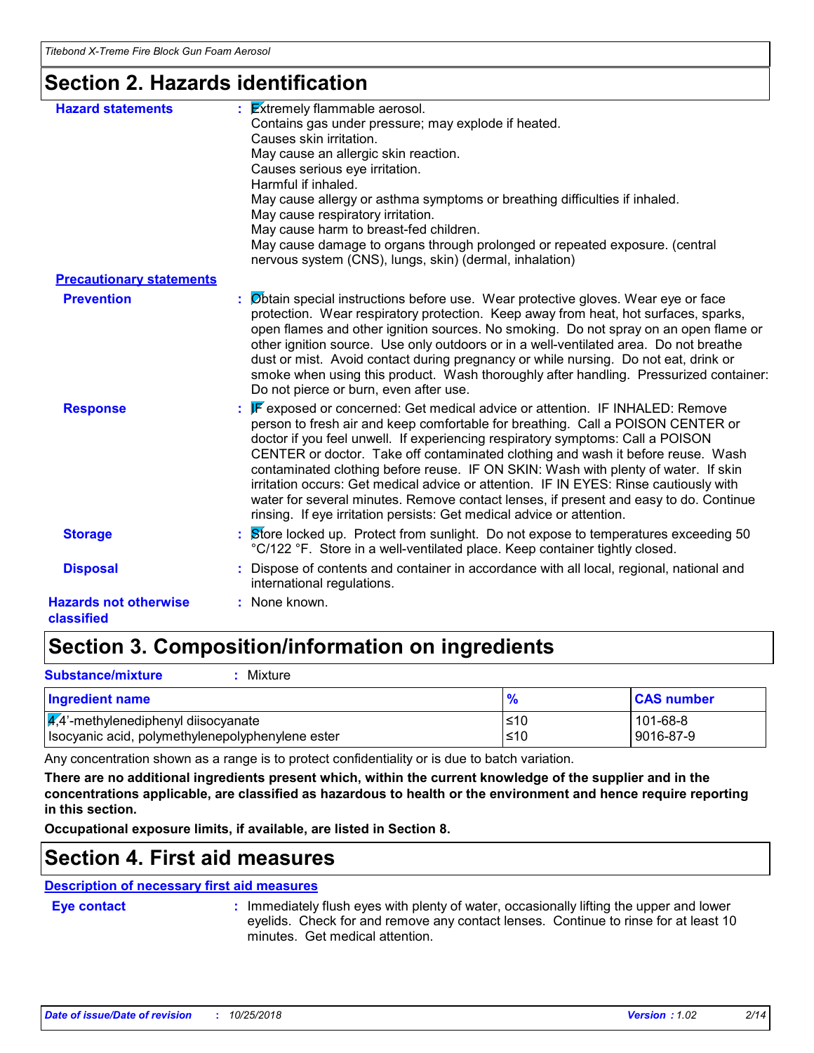# Section 2. Hazards identification

**Hazard statements** : Extremely flammable aerosol.
Contains gas under pressure; may explode if heated.
Causes skin irritation.
May cause an allergic skin reaction.
Causes serious eye irritation.
Harmful if inhaled.
May cause allergy or asthma symptoms or breathing difficulties if inhaled.
May cause respiratory irritation.
May cause harm to breast-fed children.
May cause damage to organs through prolonged or repeated exposure. (central nervous system (CNS), lungs, skin) (dermal, inhalation)

**Precautionary statements**

**Prevention** : Obtain special instructions before use. Wear protective gloves. Wear eye or face protection. Wear respiratory protection. Keep away from heat, hot surfaces, sparks, open flames and other ignition sources. No smoking. Do not spray on an open flame or other ignition source. Use only outdoors or in a well-ventilated area. Do not breathe dust or mist. Avoid contact during pregnancy or while nursing. Do not eat, drink or smoke when using this product. Wash thoroughly after handling. Pressurized container: Do not pierce or burn, even after use.

**Response** : IF exposed or concerned: Get medical advice or attention. IF INHALED: Remove person to fresh air and keep comfortable for breathing. Call a POISON CENTER or doctor if you feel unwell. If experiencing respiratory symptoms: Call a POISON CENTER or doctor. Take off contaminated clothing and wash it before reuse. Wash contaminated clothing before reuse. IF ON SKIN: Wash with plenty of water. If skin irritation occurs: Get medical advice or attention. IF IN EYES: Rinse cautiously with water for several minutes. Remove contact lenses, if present and easy to do. Continue rinsing. If eye irritation persists: Get medical advice or attention.

**Storage** : Store locked up. Protect from sunlight. Do not expose to temperatures exceeding 50 °C/122 °F. Store in a well-ventilated place. Keep container tightly closed.

**Disposal** : Dispose of contents and container in accordance with all local, regional, national and international regulations.

**Hazards not otherwise classified** : None known.

# Section 3. Composition/information on ingredients

**Substance/mixture** : Mixture

| Ingredient name | % | CAS number |
|---|---|---|
| 4,4'-methylenediphenyl diisocyanate | ≤10 | 101-68-8 |
| Isocyanic acid, polymethylenepolyphenylene ester | ≤10 | 9016-87-9 |

Any concentration shown as a range is to protect confidentiality or is due to batch variation.

**There are no additional ingredients present which, within the current knowledge of the supplier and in the concentrations applicable, are classified as hazardous to health or the environment and hence require reporting in this section.**

**Occupational exposure limits, if available, are listed in Section 8.**

# Section 4. First aid measures

**Description of necessary first aid measures**

**Eye contact** : Immediately flush eyes with plenty of water, occasionally lifting the upper and lower eyelids. Check for and remove any contact lenses. Continue to rinse for at least 10 minutes. Get medical attention.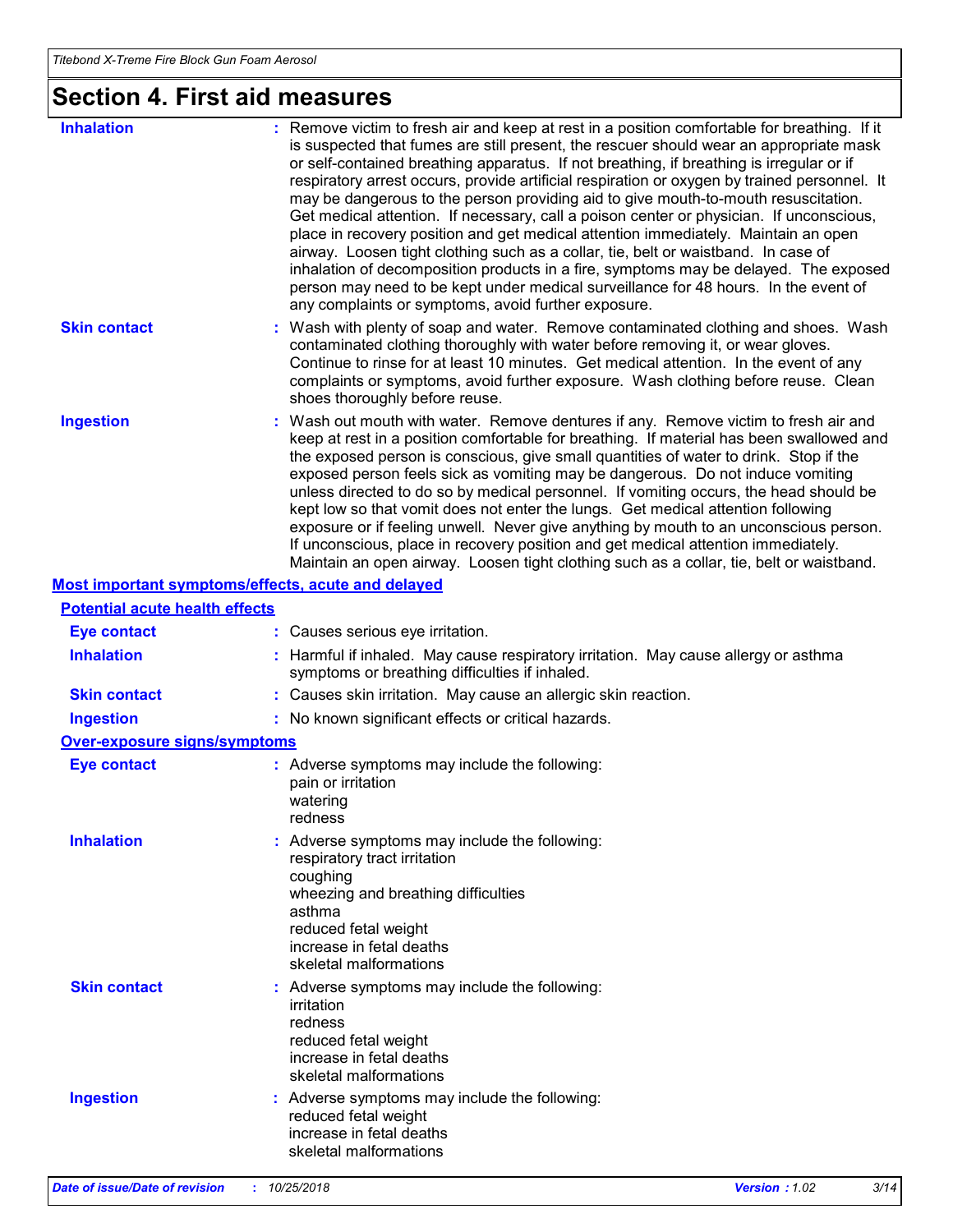# Section 4. First aid measures

| | |
|---|---|
| **Inhalation** | : Remove victim to fresh air and keep at rest in a position comfortable for breathing. If it is suspected that fumes are still present, the rescuer should wear an appropriate mask or self-contained breathing apparatus. If not breathing, if breathing is irregular or if respiratory arrest occurs, provide artificial respiration or oxygen by trained personnel. It may be dangerous to the person providing aid to give mouth-to-mouth resuscitation. Get medical attention. If necessary, call a poison center or physician. If unconscious, place in recovery position and get medical attention immediately. Maintain an open airway. Loosen tight clothing such as a collar, tie, belt or waistband. In case of inhalation of decomposition products in a fire, symptoms may be delayed. The exposed person may need to be kept under medical surveillance for 48 hours. In the event of any complaints or symptoms, avoid further exposure. |
| **Skin contact** | : Wash with plenty of soap and water. Remove contaminated clothing and shoes. Wash contaminated clothing thoroughly with water before removing it, or wear gloves. Continue to rinse for at least 10 minutes. Get medical attention. In the event of any complaints or symptoms, avoid further exposure. Wash clothing before reuse. Clean shoes thoroughly before reuse. |
| **Ingestion** | : Wash out mouth with water. Remove dentures if any. Remove victim to fresh air and keep at rest in a position comfortable for breathing. If material has been swallowed and the exposed person is conscious, give small quantities of water to drink. Stop if the exposed person feels sick as vomiting may be dangerous. Do not induce vomiting unless directed to do so by medical personnel. If vomiting occurs, the head should be kept low so that vomit does not enter the lungs. Get medical attention following exposure or if feeling unwell. Never give anything by mouth to an unconscious person. If unconscious, place in recovery position and get medical attention immediately. Maintain an open airway. Loosen tight clothing such as a collar, tie, belt or waistband. |

## Most important symptoms/effects, acute and delayed

### Potential acute health effects

| | |
|---|---|
| **Eye contact** | : Causes serious eye irritation. |
| **Inhalation** | : Harmful if inhaled. May cause respiratory irritation. May cause allergy or asthma symptoms or breathing difficulties if inhaled. |
| **Skin contact** | : Causes skin irritation. May cause an allergic skin reaction. |
| **Ingestion** | : No known significant effects or critical hazards. |

### Over-exposure signs/symptoms

| | |
|---|---|
| **Eye contact** | : Adverse symptoms may include the following:<br>pain or irritation<br>watering<br>redness |
| **Inhalation** | : Adverse symptoms may include the following:<br>respiratory tract irritation<br>coughing<br>wheezing and breathing difficulties<br>asthma<br>reduced fetal weight<br>increase in fetal deaths<br>skeletal malformations |
| **Skin contact** | : Adverse symptoms may include the following:<br>irritation<br>redness<br>reduced fetal weight<br>increase in fetal deaths<br>skeletal malformations |
| **Ingestion** | : Adverse symptoms may include the following:<br>reduced fetal weight<br>increase in fetal deaths<br>skeletal malformations |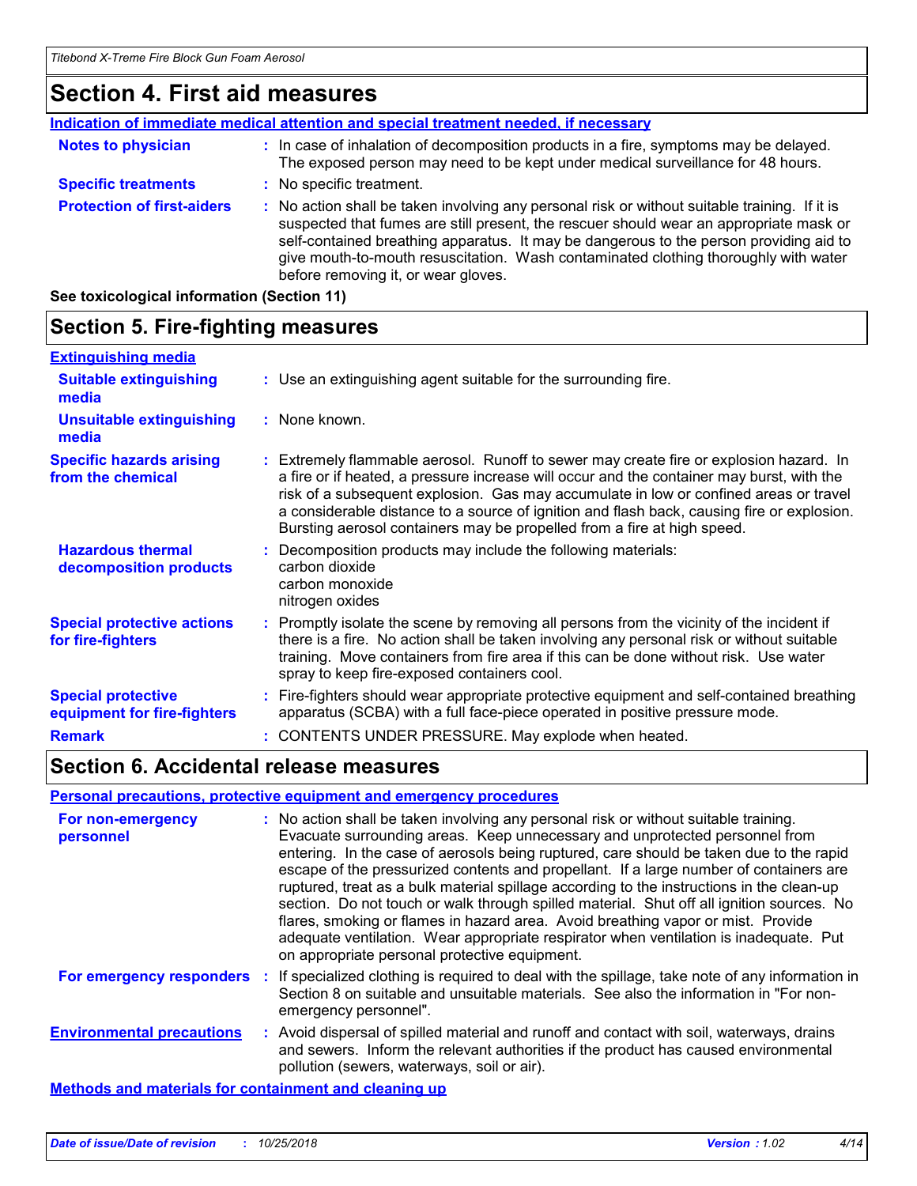## Section 4. First aid measures

**Indication of immediate medical attention and special treatment needed, if necessary**

**Notes to physician** : In case of inhalation of decomposition products in a fire, symptoms may be delayed. The exposed person may need to be kept under medical surveillance for 48 hours.

**Specific treatments** : No specific treatment.

**Protection of first-aiders** : No action shall be taken involving any personal risk or without suitable training. If it is suspected that fumes are still present, the rescuer should wear an appropriate mask or self-contained breathing apparatus. It may be dangerous to the person providing aid to give mouth-to-mouth resuscitation. Wash contaminated clothing thoroughly with water before removing it, or wear gloves.

**See toxicological information (Section 11)**

## Section 5. Fire-fighting measures

**Extinguishing media**

**Suitable extinguishing media** : Use an extinguishing agent suitable for the surrounding fire.

**Unsuitable extinguishing media** : None known.

**Specific hazards arising from the chemical** : Extremely flammable aerosol. Runoff to sewer may create fire or explosion hazard. In a fire or if heated, a pressure increase will occur and the container may burst, with the risk of a subsequent explosion. Gas may accumulate in low or confined areas or travel a considerable distance to a source of ignition and flash back, causing fire or explosion. Bursting aerosol containers may be propelled from a fire at high speed.

**Hazardous thermal decomposition products** : Decomposition products may include the following materials:
carbon dioxide
carbon monoxide
nitrogen oxides

**Special protective actions for fire-fighters** : Promptly isolate the scene by removing all persons from the vicinity of the incident if there is a fire. No action shall be taken involving any personal risk or without suitable training. Move containers from fire area if this can be done without risk. Use water spray to keep fire-exposed containers cool.

**Special protective equipment for fire-fighters** : Fire-fighters should wear appropriate protective equipment and self-contained breathing apparatus (SCBA) with a full face-piece operated in positive pressure mode.

**Remark** : CONTENTS UNDER PRESSURE. May explode when heated.

## Section 6. Accidental release measures

**Personal precautions, protective equipment and emergency procedures**

**For non-emergency personnel** : No action shall be taken involving any personal risk or without suitable training. Evacuate surrounding areas. Keep unnecessary and unprotected personnel from entering. In the case of aerosols being ruptured, care should be taken due to the rapid escape of the pressurized contents and propellant. If a large number of containers are ruptured, treat as a bulk material spillage according to the instructions in the clean-up section. Do not touch or walk through spilled material. Shut off all ignition sources. No flares, smoking or flames in hazard area. Avoid breathing vapor or mist. Provide adequate ventilation. Wear appropriate respirator when ventilation is inadequate. Put on appropriate personal protective equipment.

**For emergency responders** : If specialized clothing is required to deal with the spillage, take note of any information in Section 8 on suitable and unsuitable materials. See also the information in "For non-emergency personnel".

**Environmental precautions** : Avoid dispersal of spilled material and runoff and contact with soil, waterways, drains and sewers. Inform the relevant authorities if the product has caused environmental pollution (sewers, waterways, soil or air).

**Methods and materials for containment and cleaning up**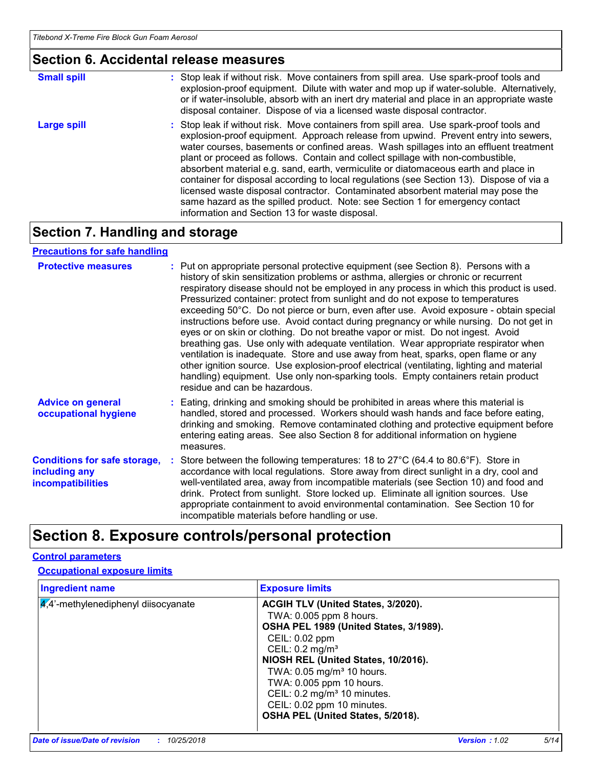## Section 6. Accidental release measures

**Small spill** : Stop leak if without risk. Move containers from spill area. Use spark-proof tools and explosion-proof equipment. Dilute with water and mop up if water-soluble. Alternatively, or if water-insoluble, absorb with an inert dry material and place in an appropriate waste disposal container. Dispose of via a licensed waste disposal contractor.

**Large spill** : Stop leak if without risk. Move containers from spill area. Use spark-proof tools and explosion-proof equipment. Approach release from upwind. Prevent entry into sewers, water courses, basements or confined areas. Wash spillages into an effluent treatment plant or proceed as follows. Contain and collect spillage with non-combustible, absorbent material e.g. sand, earth, vermiculite or diatomaceous earth and place in container for disposal according to local regulations (see Section 13). Dispose of via a licensed waste disposal contractor. Contaminated absorbent material may pose the same hazard as the spilled product. Note: see Section 1 for emergency contact information and Section 13 for waste disposal.

## Section 7. Handling and storage

### Precautions for safe handling

**Protective measures** : Put on appropriate personal protective equipment (see Section 8). Persons with a history of skin sensitization problems or asthma, allergies or chronic or recurrent respiratory disease should not be employed in any process in which this product is used. Pressurized container: protect from sunlight and do not expose to temperatures exceeding 50°C. Do not pierce or burn, even after use. Avoid exposure - obtain special instructions before use. Avoid contact during pregnancy or while nursing. Do not get in eyes or on skin or clothing. Do not breathe vapor or mist. Do not ingest. Avoid breathing gas. Use only with adequate ventilation. Wear appropriate respirator when ventilation is inadequate. Store and use away from heat, sparks, open flame or any other ignition source. Use explosion-proof electrical (ventilating, lighting and material handling) equipment. Use only non-sparking tools. Empty containers retain product residue and can be hazardous.

**Advice on general occupational hygiene** : Eating, drinking and smoking should be prohibited in areas where this material is handled, stored and processed. Workers should wash hands and face before eating, drinking and smoking. Remove contaminated clothing and protective equipment before entering eating areas. See also Section 8 for additional information on hygiene measures.

**Conditions for safe storage, including any incompatibilities** : Store between the following temperatures: 18 to 27°C (64.4 to 80.6°F). Store in accordance with local regulations. Store away from direct sunlight in a dry, cool and well-ventilated area, away from incompatible materials (see Section 10) and food and drink. Protect from sunlight. Store locked up. Eliminate all ignition sources. Use appropriate containment to avoid environmental contamination. See Section 10 for incompatible materials before handling or use.

## Section 8. Exposure controls/personal protection

### Control parameters

#### Occupational exposure limits

| Ingredient name | Exposure limits |
|---|---|
| 4,4'-methylenediphenyl diisocyanate | **ACGIH TLV (United States, 3/2020).**<br>TWA: 0.005 ppm 8 hours.<br>**OSHA PEL 1989 (United States, 3/1989).**<br>CEIL: 0.02 ppm<br>CEIL: 0.2 mg/m³<br>**NIOSH REL (United States, 10/2016).**<br>TWA: 0.05 mg/m³ 10 hours.<br>TWA: 0.005 ppm 10 hours.<br>CEIL: 0.2 mg/m³ 10 minutes.<br>CEIL: 0.02 ppm 10 minutes.<br>**OSHA PEL (United States, 5/2018).** |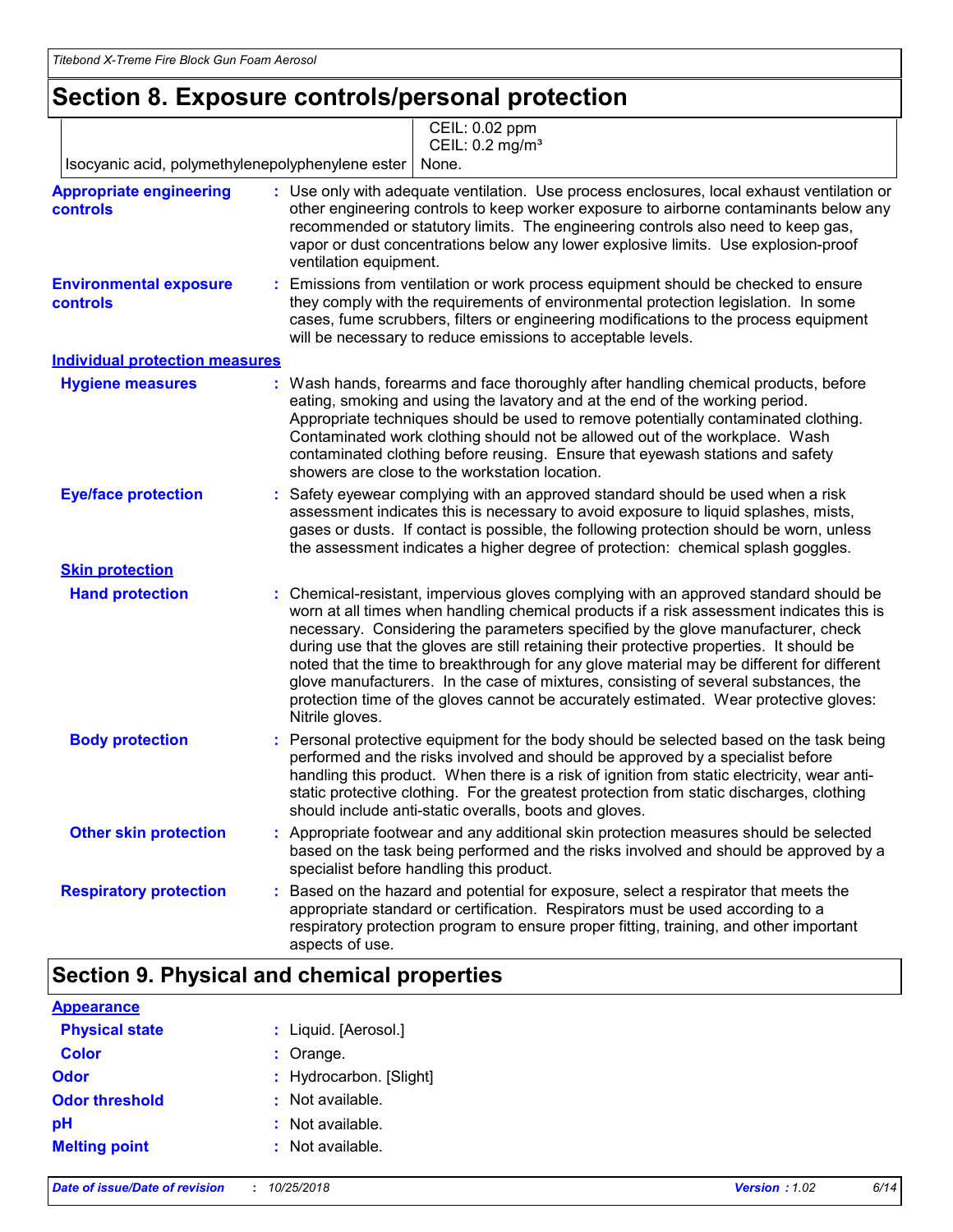# Section 8. Exposure controls/personal protection

| | |
|---|---|
| | CEIL: 0.02 ppm<br>CEIL: 0.2 mg/m³ |
| Isocyanic acid, polymethylenepolyphenylene ester | None. |

**Appropriate engineering controls** : Use only with adequate ventilation. Use process enclosures, local exhaust ventilation or other engineering controls to keep worker exposure to airborne contaminants below any recommended or statutory limits. The engineering controls also need to keep gas, vapor or dust concentrations below any lower explosive limits. Use explosion-proof ventilation equipment.

**Environmental exposure controls** : Emissions from ventilation or work process equipment should be checked to ensure they comply with the requirements of environmental protection legislation. In some cases, fume scrubbers, filters or engineering modifications to the process equipment will be necessary to reduce emissions to acceptable levels.

## Individual protection measures

**Hygiene measures** : Wash hands, forearms and face thoroughly after handling chemical products, before eating, smoking and using the lavatory and at the end of the working period. Appropriate techniques should be used to remove potentially contaminated clothing. Contaminated work clothing should not be allowed out of the workplace. Wash contaminated clothing before reusing. Ensure that eyewash stations and safety showers are close to the workstation location.

**Eye/face protection** : Safety eyewear complying with an approved standard should be used when a risk assessment indicates this is necessary to avoid exposure to liquid splashes, mists, gases or dusts. If contact is possible, the following protection should be worn, unless the assessment indicates a higher degree of protection: chemical splash goggles.

### Skin protection

**Hand protection** : Chemical-resistant, impervious gloves complying with an approved standard should be worn at all times when handling chemical products if a risk assessment indicates this is necessary. Considering the parameters specified by the glove manufacturer, check during use that the gloves are still retaining their protective properties. It should be noted that the time to breakthrough for any glove material may be different for different glove manufacturers. In the case of mixtures, consisting of several substances, the protection time of the gloves cannot be accurately estimated. Wear protective gloves: Nitrile gloves.

**Body protection** : Personal protective equipment for the body should be selected based on the task being performed and the risks involved and should be approved by a specialist before handling this product. When there is a risk of ignition from static electricity, wear anti-static protective clothing. For the greatest protection from static discharges, clothing should include anti-static overalls, boots and gloves.

**Other skin protection** : Appropriate footwear and any additional skin protection measures should be selected based on the task being performed and the risks involved and should be approved by a specialist before handling this product.

**Respiratory protection** : Based on the hazard and potential for exposure, select a respirator that meets the appropriate standard or certification. Respirators must be used according to a respiratory protection program to ensure proper fitting, training, and other important aspects of use.

# Section 9. Physical and chemical properties

## Appearance

**Physical state** : Liquid. [Aerosol.]

**Color** : Orange.

**Odor** : Hydrocarbon. [Slight]

**Odor threshold** : Not available.

**pH** : Not available.

**Melting point** : Not available.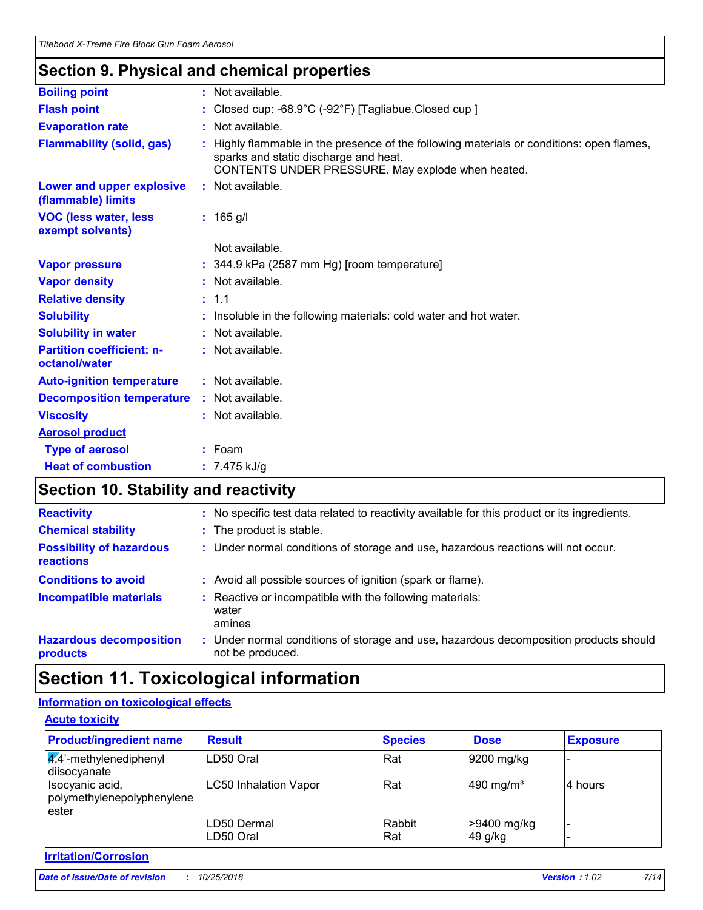## Section 9. Physical and chemical properties

**Boiling point** : Not available.

**Flash point** : Closed cup: -68.9°C (-92°F) [Tagliabue.Closed cup ]

**Evaporation rate** : Not available.

**Flammability (solid, gas)** : Highly flammable in the presence of the following materials or conditions: open flames, sparks and static discharge and heat.
CONTENTS UNDER PRESSURE. May explode when heated.

**Lower and upper explosive (flammable) limits** : Not available.

**VOC (less water, less exempt solvents)** : 165 g/l

Not available.

**Vapor pressure** : 344.9 kPa (2587 mm Hg) [room temperature]

**Vapor density** : Not available.

**Relative density** : 1.1

**Solubility** : Insoluble in the following materials: cold water and hot water.

**Solubility in water** : Not available.

**Partition coefficient: n-octanol/water** : Not available.

**Auto-ignition temperature** : Not available.

**Decomposition temperature** : Not available.

**Viscosity** : Not available.

**Aerosol product**

**Type of aerosol** : Foam

**Heat of combustion** : 7.475 kJ/g

## Section 10. Stability and reactivity

**Reactivity** : No specific test data related to reactivity available for this product or its ingredients.

**Chemical stability** : The product is stable.

**Possibility of hazardous reactions** : Under normal conditions of storage and use, hazardous reactions will not occur.

**Conditions to avoid** : Avoid all possible sources of ignition (spark or flame).

**Incompatible materials** : Reactive or incompatible with the following materials:
water
amines

**Hazardous decomposition products** : Under normal conditions of storage and use, hazardous decomposition products should not be produced.

# Section 11. Toxicological information

**Information on toxicological effects**

**Acute toxicity**

| Product/ingredient name | Result | Species | Dose | Exposure |
|---|---|---|---|---|
| 4,4'-methylenediphenyl diisocyanate | LD50 Oral | Rat | 9200 mg/kg | - |
| Isocyanic acid, polymethylenepolyphenylene ester | LC50 Inhalation Vapor | Rat | 490 mg/m³ | 4 hours |
| | LD50 Dermal | Rabbit | >9400 mg/kg | - |
| | LD50 Oral | Rat | 49 g/kg | - |

**Irritation/Corrosion**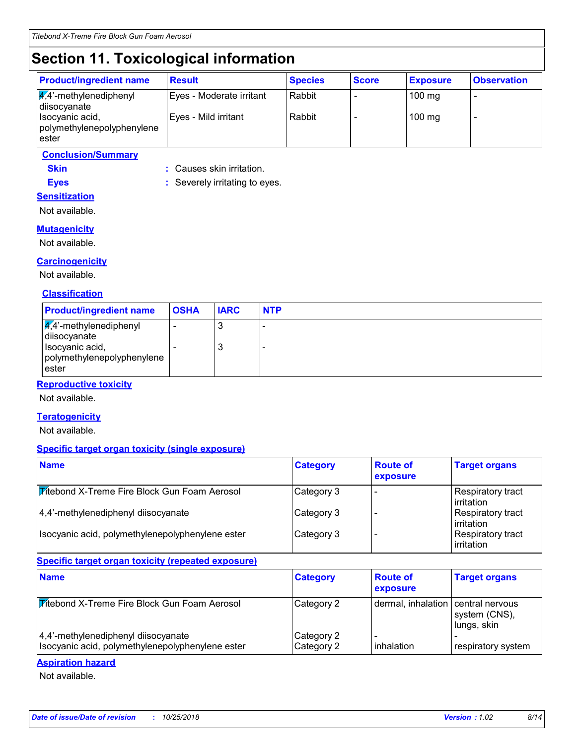# Section 11. Toxicological information

| Product/ingredient name | Result | Species | Score | Exposure | Observation |
|---|---|---|---|---|---|
| 4,4'-methylenediphenyl diisocyanate | Eyes - Moderate irritant | Rabbit | - | 100 mg | - |
| Isocyanic acid, polymethylenepolyphenylene ester | Eyes - Mild irritant | Rabbit | - | 100 mg | - |

**Conclusion/Summary**

**Skin** : Causes skin irritation.

**Eyes** : Severely irritating to eyes.

**Sensitization**

Not available.

**Mutagenicity**

Not available.

**Carcinogenicity**

Not available.

**Classification**

| Product/ingredient name | OSHA | IARC | NTP |
|---|---|---|---|
| 4,4'-methylenediphenyl diisocyanate | - | 3 | - |
| Isocyanic acid, polymethylenepolyphenylene ester | - | 3 | - |

**Reproductive toxicity**

Not available.

**Teratogenicity**

Not available.

**Specific target organ toxicity (single exposure)**

| Name | Category | Route of exposure | Target organs |
|---|---|---|---|
| Titebond X-Treme Fire Block Gun Foam Aerosol | Category 3 | - | Respiratory tract irritation |
| 4,4'-methylenediphenyl diisocyanate | Category 3 | - | Respiratory tract irritation |
| Isocyanic acid, polymethylenepolyphenylene ester | Category 3 | - | Respiratory tract irritation |

**Specific target organ toxicity (repeated exposure)**

| Name | Category | Route of exposure | Target organs |
|---|---|---|---|
| Titebond X-Treme Fire Block Gun Foam Aerosol | Category 2 | dermal, inhalation | central nervous system (CNS), lungs, skin |
| 4,4'-methylenediphenyl diisocyanate | Category 2 | - | - |
| Isocyanic acid, polymethylenepolyphenylene ester | Category 2 | inhalation | respiratory system |

**Aspiration hazard**

Not available.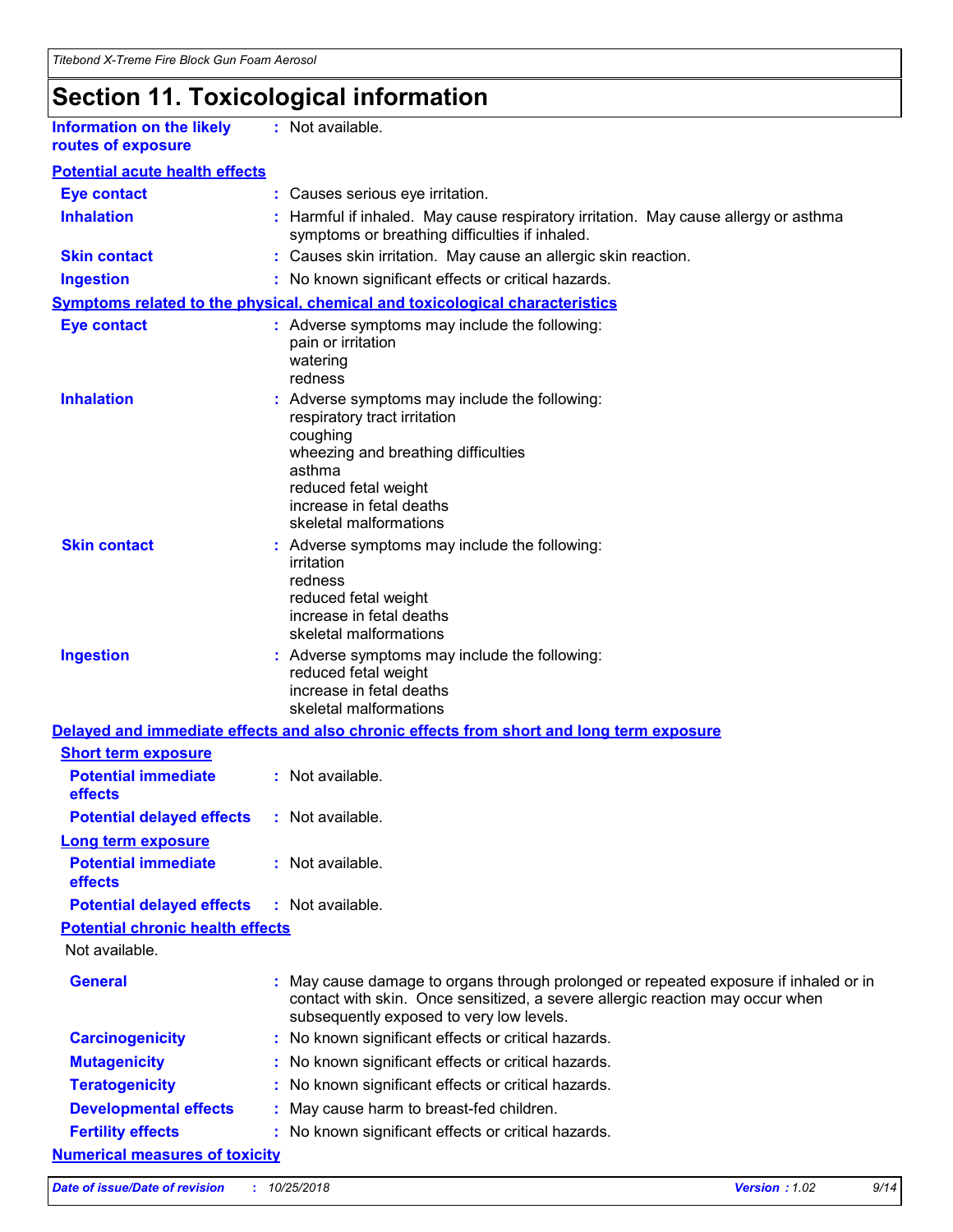# Section 11. Toxicological information

**Information on the likely routes of exposure** : Not available.

**Potential acute health effects**

| | |
|---|---|
| **Eye contact** | : Causes serious eye irritation. |
| **Inhalation** | : Harmful if inhaled. May cause respiratory irritation. May cause allergy or asthma symptoms or breathing difficulties if inhaled. |
| **Skin contact** | : Causes skin irritation. May cause an allergic skin reaction. |
| **Ingestion** | : No known significant effects or critical hazards. |

**Symptoms related to the physical, chemical and toxicological characteristics**

**Eye contact** : Adverse symptoms may include the following:
pain or irritation
watering
redness

**Inhalation** : Adverse symptoms may include the following:
respiratory tract irritation
coughing
wheezing and breathing difficulties
asthma
reduced fetal weight
increase in fetal deaths
skeletal malformations

**Skin contact** : Adverse symptoms may include the following:
irritation
redness
reduced fetal weight
increase in fetal deaths
skeletal malformations

**Ingestion** : Adverse symptoms may include the following:
reduced fetal weight
increase in fetal deaths
skeletal malformations

**Delayed and immediate effects and also chronic effects from short and long term exposure**

**Short term exposure**

| | |
|---|---|
| **Potential immediate effects** | : Not available. |
| **Potential delayed effects** | : Not available. |

**Long term exposure**

| | |
|---|---|
| **Potential immediate effects** | : Not available. |
| **Potential delayed effects** | : Not available. |

**Potential chronic health effects**

Not available.

| | |
|---|---|
| **General** | : May cause damage to organs through prolonged or repeated exposure if inhaled or in contact with skin. Once sensitized, a severe allergic reaction may occur when subsequently exposed to very low levels. |
| **Carcinogenicity** | : No known significant effects or critical hazards. |
| **Mutagenicity** | : No known significant effects or critical hazards. |
| **Teratogenicity** | : No known significant effects or critical hazards. |
| **Developmental effects** | : May cause harm to breast-fed children. |
| **Fertility effects** | : No known significant effects or critical hazards. |

**Numerical measures of toxicity**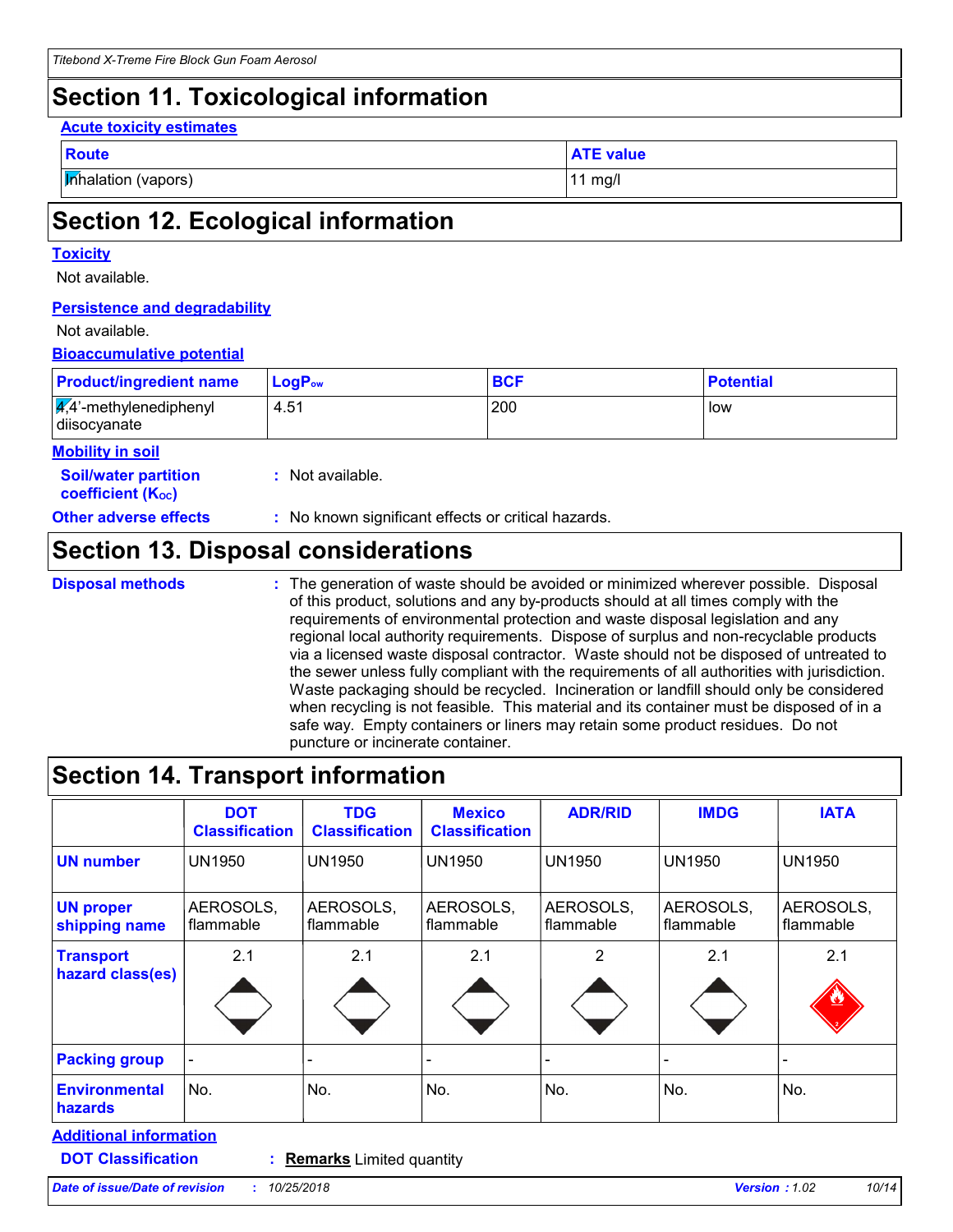## Section 11. Toxicological information

**Acute toxicity estimates**

| Route | ATE value |
|---|---|
| Inhalation (vapors) | 11 mg/l |

## Section 12. Ecological information

**Toxicity**

Not available.

**Persistence and degradability**

Not available.

**Bioaccumulative potential**

| Product/ingredient name | $LogP_{ow}$ | BCF | Potential |
|---|---|---|---|
| 4,4'-methylenediphenyl diisocyanate | 4.51 | 200 | low |

**Mobility in soil**

**Soil/water partition coefficient ($K_{OC}$)** : Not available.

**Other adverse effects** : No known significant effects or critical hazards.

## Section 13. Disposal considerations

**Disposal methods** : The generation of waste should be avoided or minimized wherever possible. Disposal of this product, solutions and any by-products should at all times comply with the requirements of environmental protection and waste disposal legislation and any regional local authority requirements. Dispose of surplus and non-recyclable products via a licensed waste disposal contractor. Waste should not be disposed of untreated to the sewer unless fully compliant with the requirements of all authorities with jurisdiction. Waste packaging should be recycled. Incineration or landfill should only be considered when recycling is not feasible. This material and its container must be disposed of in a safe way. Empty containers or liners may retain some product residues. Do not puncture or incinerate container.

## Section 14. Transport information

| | DOT Classification | TDG Classification | Mexico Classification | ADR/RID | IMDG | IATA |
|---|---|---|---|---|---|---|
| **UN number** | UN1950 | UN1950 | UN1950 | UN1950 | UN1950 | UN1950 |
| **UN proper shipping name** | AEROSOLS, flammable | AEROSOLS, flammable | AEROSOLS, flammable | AEROSOLS, flammable | AEROSOLS, flammable | AEROSOLS, flammable |
| **Transport hazard class(es)** | 2.1 | 2.1 | 2.1 | 2 | 2.1 | 2.1 |
| **Packing group** | - | - | - | - | - | - |
| **Environmental hazards** | No. | No. | No. | No. | No. | No. |

**Additional information**

**DOT Classification** : **Remarks** Limited quantity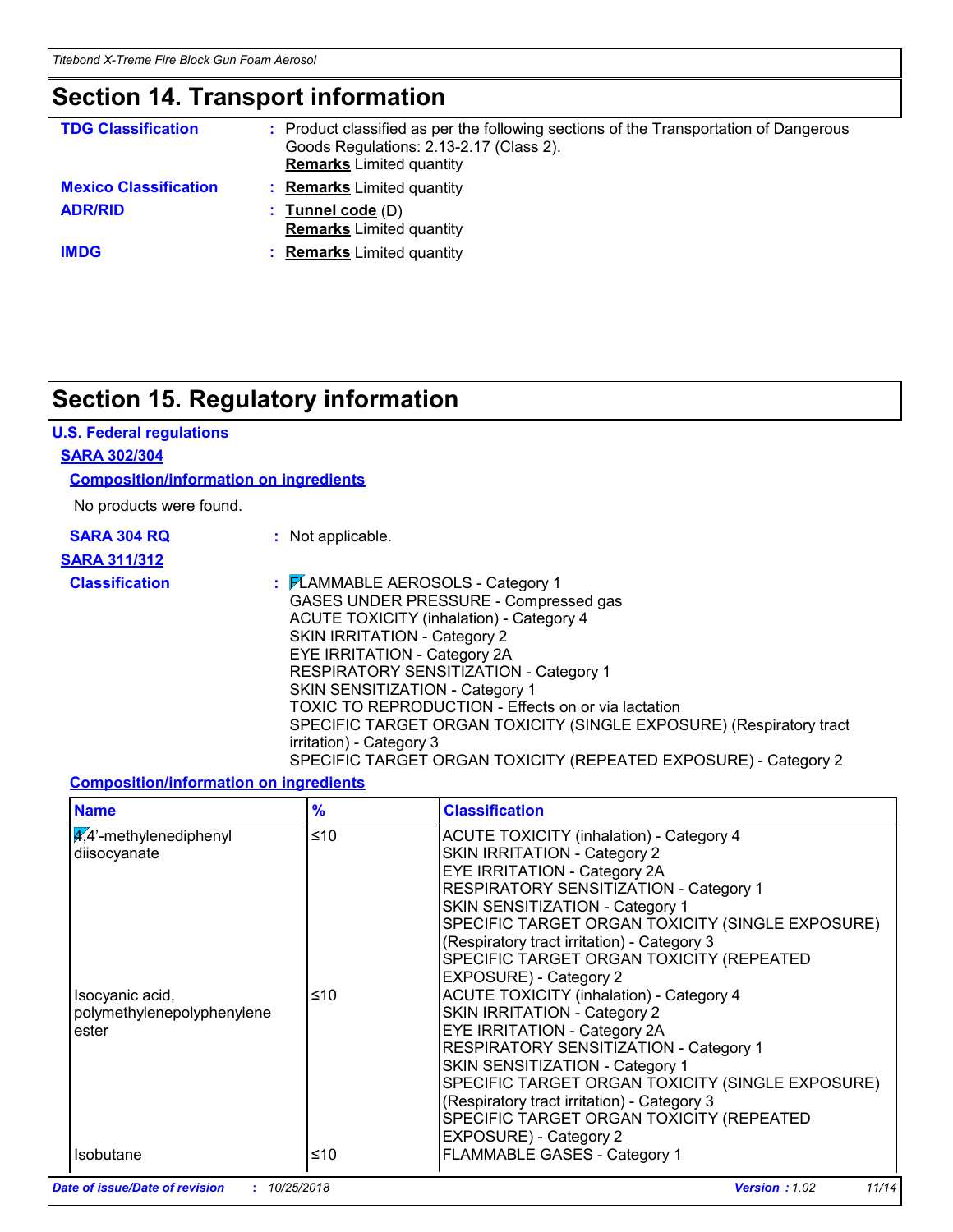## Section 14. Transport information

**TDG Classification** : Product classified as per the following sections of the Transportation of Dangerous Goods Regulations: 2.13-2.17 (Class 2).
**Remarks** Limited quantity

**Mexico Classification** : **Remarks** Limited quantity

**ADR/RID** : **Tunnel code** (D)
**Remarks** Limited quantity

**IMDG** : **Remarks** Limited quantity

## Section 15. Regulatory information

### U.S. Federal regulations

#### SARA 302/304

**Composition/information on ingredients**

No products were found.

**SARA 304 RQ** : Not applicable.

#### SARA 311/312

**Classification** :
FLAMMABLE AEROSOLS - Category 1
GASES UNDER PRESSURE - Compressed gas
ACUTE TOXICITY (inhalation) - Category 4
SKIN IRRITATION - Category 2
EYE IRRITATION - Category 2A
RESPIRATORY SENSITIZATION - Category 1
SKIN SENSITIZATION - Category 1
TOXIC TO REPRODUCTION - Effects on or via lactation
SPECIFIC TARGET ORGAN TOXICITY (SINGLE EXPOSURE) (Respiratory tract irritation) - Category 3
SPECIFIC TARGET ORGAN TOXICITY (REPEATED EXPOSURE) - Category 2

**Composition/information on ingredients**

| Name | % | Classification |
|---|---|---|
| 4,4'-methylenediphenyl diisocyanate | ≤10 | ACUTE TOXICITY (inhalation) - Category 4<br>SKIN IRRITATION - Category 2<br>EYE IRRITATION - Category 2A<br>RESPIRATORY SENSITIZATION - Category 1<br>SKIN SENSITIZATION - Category 1<br>SPECIFIC TARGET ORGAN TOXICITY (SINGLE EXPOSURE) (Respiratory tract irritation) - Category 3<br>SPECIFIC TARGET ORGAN TOXICITY (REPEATED EXPOSURE) - Category 2 |
| Isocyanic acid, polymethylenepolyphenylene ester | ≤10 | ACUTE TOXICITY (inhalation) - Category 4<br>SKIN IRRITATION - Category 2<br>EYE IRRITATION - Category 2A<br>RESPIRATORY SENSITIZATION - Category 1<br>SKIN SENSITIZATION - Category 1<br>SPECIFIC TARGET ORGAN TOXICITY (SINGLE EXPOSURE) (Respiratory tract irritation) - Category 3<br>SPECIFIC TARGET ORGAN TOXICITY (REPEATED EXPOSURE) - Category 2 |
| Isobutane | ≤10 | FLAMMABLE GASES - Category 1 |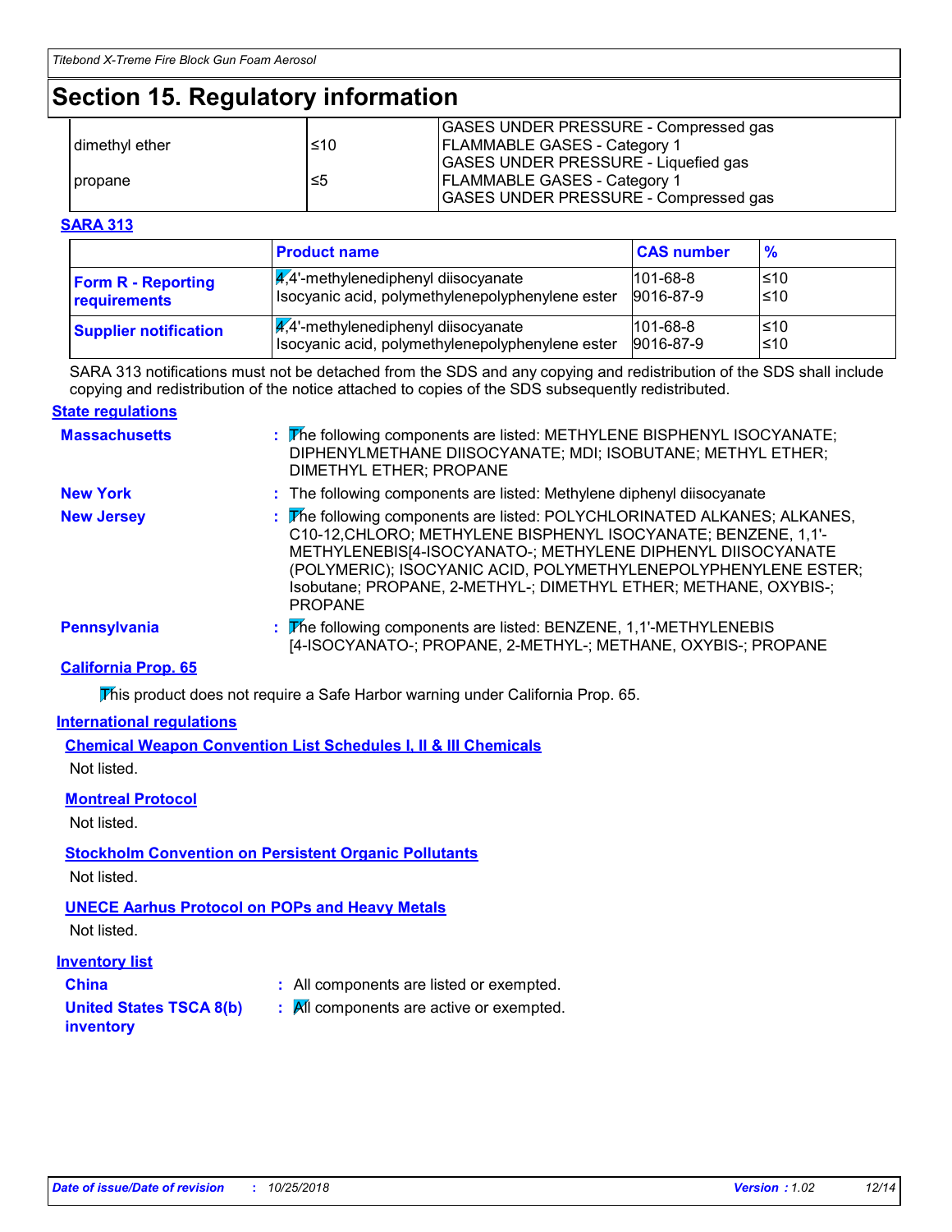# Section 15. Regulatory information

| | | |
|---|---|---|
| dimethyl ether | ≤10 | GASES UNDER PRESSURE - Compressed gas<br>FLAMMABLE GASES - Category 1<br>GASES UNDER PRESSURE - Liquefied gas |
| propane | ≤5 | FLAMMABLE GASES - Category 1<br>GASES UNDER PRESSURE - Compressed gas |

**SARA 313**

| | Product name | CAS number | % |
|---|---|---|---|
| **Form R - Reporting requirements** | 4,4'-methylenediphenyl diisocyanate<br>Isocyanic acid, polymethylenepolyphenylene ester | 101-68-8<br>9016-87-9 | ≤10<br>≤10 |
| **Supplier notification** | 4,4'-methylenediphenyl diisocyanate<br>Isocyanic acid, polymethylenepolyphenylene ester | 101-68-8<br>9016-87-9 | ≤10<br>≤10 |

SARA 313 notifications must not be detached from the SDS and any copying and redistribution of the SDS shall include copying and redistribution of the notice attached to copies of the SDS subsequently redistributed.

**State regulations**

**Massachusetts** : The following components are listed: METHYLENE BISPHENYL ISOCYANATE; DIPHENYLMETHANE DIISOCYANATE; MDI; ISOBUTANE; METHYL ETHER; DIMETHYL ETHER; PROPANE

**New York** : The following components are listed: Methylene diphenyl diisocyanate

**New Jersey** : The following components are listed: POLYCHLORINATED ALKANES; ALKANES, C10-12,CHLORO; METHYLENE BISPHENYL ISOCYANATE; BENZENE, 1,1'-METHYLENEBIS[4-ISOCYANATO-; METHYLENE DIPHENYL DIISOCYANATE (POLYMERIC); ISOCYANIC ACID, POLYMETHYLENEPOLYPHENYLENE ESTER; Isobutane; PROPANE, 2-METHYL-; DIMETHYL ETHER; METHANE, OXYBIS-; PROPANE

**Pennsylvania** : The following components are listed: BENZENE, 1,1'-METHYLENEBIS [4-ISOCYANATO-; PROPANE, 2-METHYL-; METHANE, OXYBIS-; PROPANE

**California Prop. 65**

This product does not require a Safe Harbor warning under California Prop. 65.

**International regulations**

**Chemical Weapon Convention List Schedules I, II & III Chemicals**

Not listed.

**Montreal Protocol**

Not listed.

**Stockholm Convention on Persistent Organic Pollutants**

Not listed.

**UNECE Aarhus Protocol on POPs and Heavy Metals**

Not listed.

**Inventory list**

**China** : All components are listed or exempted.

**United States TSCA 8(b) inventory** : All components are active or exempted.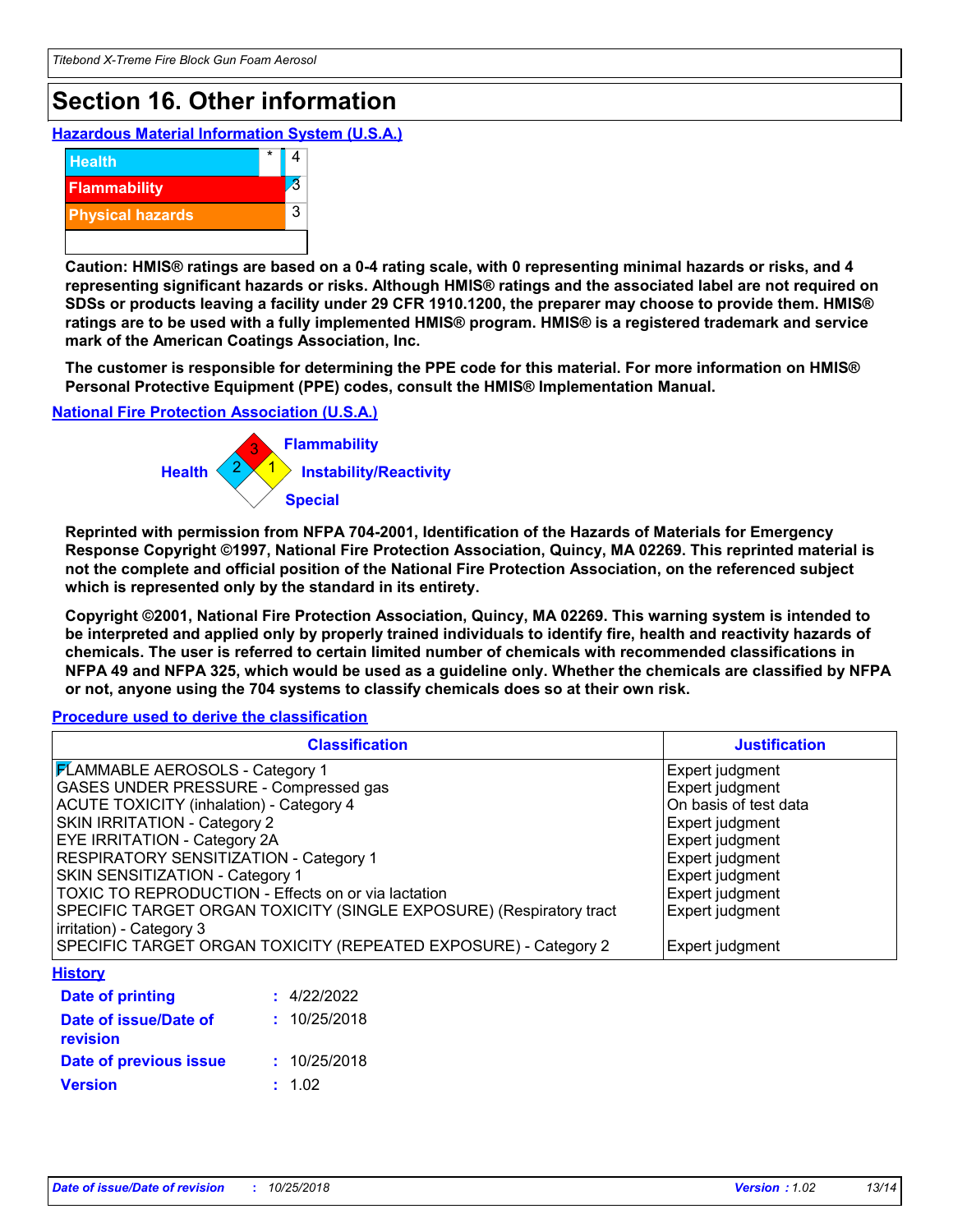# Section 16. Other information

**Hazardous Material Information System (U.S.A.)**

| | | |
|---|---|---|
| Health | * | 4 |
| Flammability | | 3 |
| Physical hazards | | 3 |

**Caution: HMIS® ratings are based on a 0-4 rating scale, with 0 representing minimal hazards or risks, and 4 representing significant hazards or risks. Although HMIS® ratings and the associated label are not required on SDSs or products leaving a facility under 29 CFR 1910.1200, the preparer may choose to provide them. HMIS® ratings are to be used with a fully implemented HMIS® program. HMIS® is a registered trademark and service mark of the American Coatings Association, Inc.**

**The customer is responsible for determining the PPE code for this material. For more information on HMIS® Personal Protective Equipment (PPE) codes, consult the HMIS® Implementation Manual.**

**National Fire Protection Association (U.S.A.)**

Flammability: 3
Health: 2
Instability/Reactivity: 1
Special:

**Reprinted with permission from NFPA 704-2001, Identification of the Hazards of Materials for Emergency Response Copyright ©1997, National Fire Protection Association, Quincy, MA 02269. This reprinted material is not the complete and official position of the National Fire Protection Association, on the referenced subject which is represented only by the standard in its entirety.**

**Copyright ©2001, National Fire Protection Association, Quincy, MA 02269. This warning system is intended to be interpreted and applied only by properly trained individuals to identify fire, health and reactivity hazards of chemicals. The user is referred to certain limited number of chemicals with recommended classifications in NFPA 49 and NFPA 325, which would be used as a guideline only. Whether the chemicals are classified by NFPA or not, anyone using the 704 systems to classify chemicals does so at their own risk.**

**Procedure used to derive the classification**

| Classification | Justification |
|---|---|
| FLAMMABLE AEROSOLS - Category 1 | Expert judgment |
| GASES UNDER PRESSURE - Compressed gas | Expert judgment |
| ACUTE TOXICITY (inhalation) - Category 4 | On basis of test data |
| SKIN IRRITATION - Category 2 | Expert judgment |
| EYE IRRITATION - Category 2A | Expert judgment |
| RESPIRATORY SENSITIZATION - Category 1 | Expert judgment |
| SKIN SENSITIZATION - Category 1 | Expert judgment |
| TOXIC TO REPRODUCTION - Effects on or via lactation | Expert judgment |
| SPECIFIC TARGET ORGAN TOXICITY (SINGLE EXPOSURE) (Respiratory tract irritation) - Category 3 | Expert judgment |
| SPECIFIC TARGET ORGAN TOXICITY (REPEATED EXPOSURE) - Category 2 | Expert judgment |

**History**

**Date of printing** : 4/22/2022

**Date of issue/Date of revision** : 10/25/2018

**Date of previous issue** : 10/25/2018

**Version** : 1.02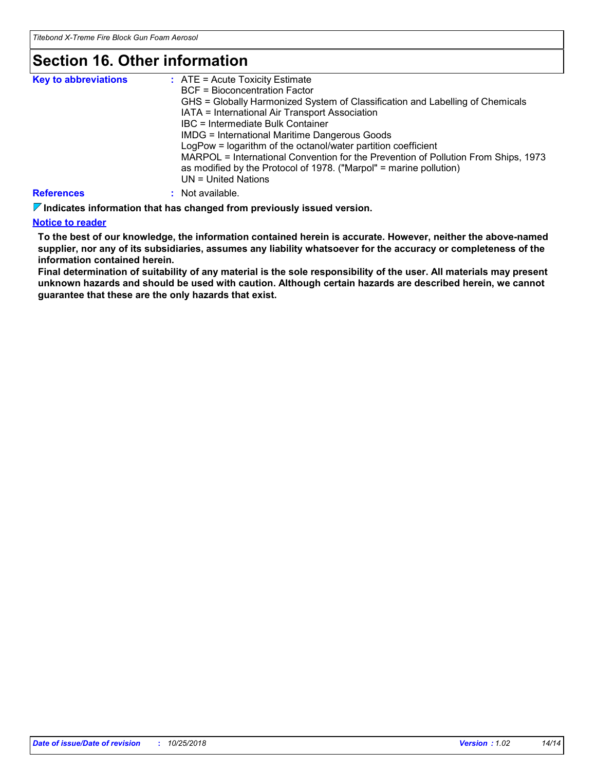# Section 16. Other information

**Key to abbreviations** : ATE = Acute Toxicity Estimate
BCF = Bioconcentration Factor
GHS = Globally Harmonized System of Classification and Labelling of Chemicals
IATA = International Air Transport Association
IBC = Intermediate Bulk Container
IMDG = International Maritime Dangerous Goods
LogPow = logarithm of the octanol/water partition coefficient
MARPOL = International Convention for the Prevention of Pollution From Ships, 1973 as modified by the Protocol of 1978. ("Marpol" = marine pollution)
UN = United Nations

**References** : Not available.

**Indicates information that has changed from previously issued version.**

**Notice to reader**

**To the best of our knowledge, the information contained herein is accurate. However, neither the above-named supplier, nor any of its subsidiaries, assumes any liability whatsoever for the accuracy or completeness of the information contained herein.**

**Final determination of suitability of any material is the sole responsibility of the user. All materials may present unknown hazards and should be used with caution. Although certain hazards are described herein, we cannot guarantee that these are the only hazards that exist.**